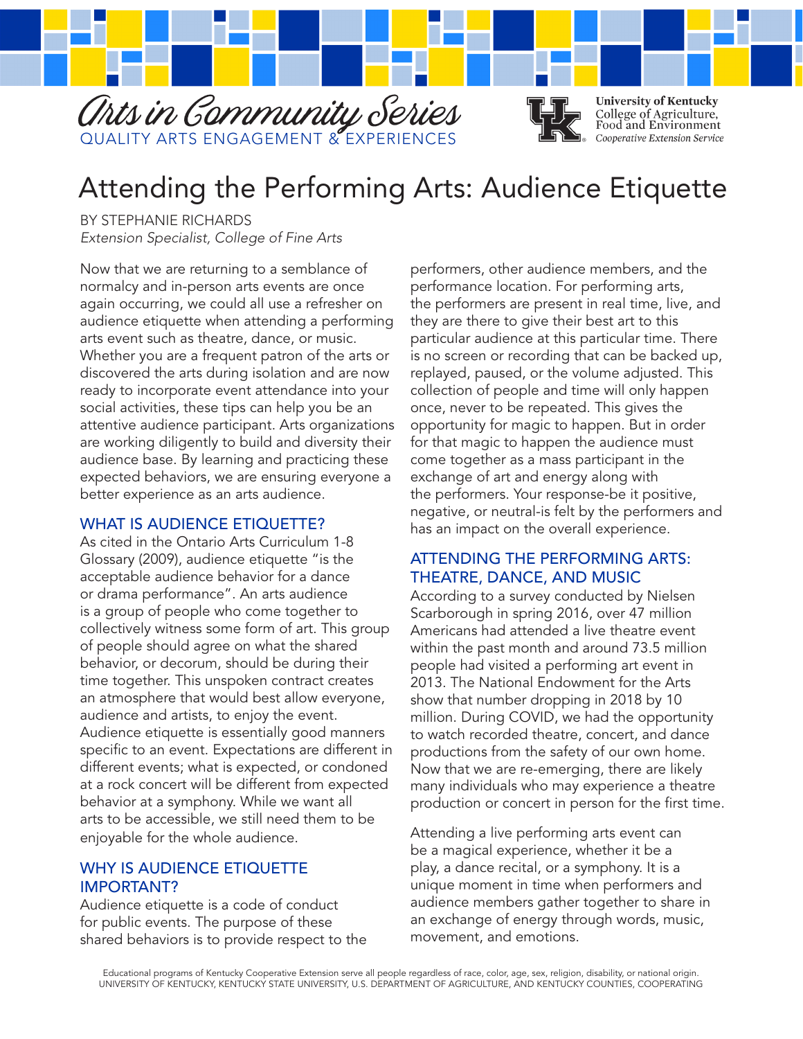Arts in Community Series
QUALITY ARTS ENGAGEMENT & EXPERIENCES

University of Kentucky
College of Agriculture, Food and Environment
*Cooperative Extension Service*

# Attending the Performing Arts: Audience Etiquette

BY STEPHANIE RICHARDS
*Extension Specialist, College of Fine Arts*

Now that we are returning to a semblance of normalcy and in-person arts events are once again occurring, we could all use a refresher on audience etiquette when attending a performing arts event such as theatre, dance, or music. Whether you are a frequent patron of the arts or discovered the arts during isolation and are now ready to incorporate event attendance into your social activities, these tips can help you be an attentive audience participant. Arts organizations are working diligently to build and diversity their audience base. By learning and practicing these expected behaviors, we are ensuring everyone a better experience as an arts audience.

## WHAT IS AUDIENCE ETIQUETTE?

As cited in the Ontario Arts Curriculum 1-8 Glossary (2009), audience etiquette "is the acceptable audience behavior for a dance or drama performance". An arts audience is a group of people who come together to collectively witness some form of art. This group of people should agree on what the shared behavior, or decorum, should be during their time together. This unspoken contract creates an atmosphere that would best allow everyone, audience and artists, to enjoy the event. Audience etiquette is essentially good manners specific to an event. Expectations are different in different events; what is expected, or condoned at a rock concert will be different from expected behavior at a symphony. While we want all arts to be accessible, we still need them to be enjoyable for the whole audience.

## WHY IS AUDIENCE ETIQUETTE IMPORTANT?

Audience etiquette is a code of conduct for public events. The purpose of these shared behaviors is to provide respect to the performers, other audience members, and the performance location. For performing arts, the performers are present in real time, live, and they are there to give their best art to this particular audience at this particular time. There is no screen or recording that can be backed up, replayed, paused, or the volume adjusted. This collection of people and time will only happen once, never to be repeated. This gives the opportunity for magic to happen. But in order for that magic to happen the audience must come together as a mass participant in the exchange of art and energy along with the performers. Your response-be it positive, negative, or neutral-is felt by the performers and has an impact on the overall experience.

## ATTENDING THE PERFORMING ARTS: THEATRE, DANCE, AND MUSIC

According to a survey conducted by Nielsen Scarborough in spring 2016, over 47 million Americans had attended a live theatre event within the past month and around 73.5 million people had visited a performing art event in 2013. The National Endowment for the Arts show that number dropping in 2018 by 10 million. During COVID, we had the opportunity to watch recorded theatre, concert, and dance productions from the safety of our own home. Now that we are re-emerging, there are likely many individuals who may experience a theatre production or concert in person for the first time.

Attending a live performing arts event can be a magical experience, whether it be a play, a dance recital, or a symphony. It is a unique moment in time when performers and audience members gather together to share in an exchange of energy through words, music, movement, and emotions.

Educational programs of Kentucky Cooperative Extension serve all people regardless of race, color, age, sex, religion, disability, or national origin.
UNIVERSITY OF KENTUCKY, KENTUCKY STATE UNIVERSITY, U.S. DEPARTMENT OF AGRICULTURE, AND KENTUCKY COUNTIES, COOPERATING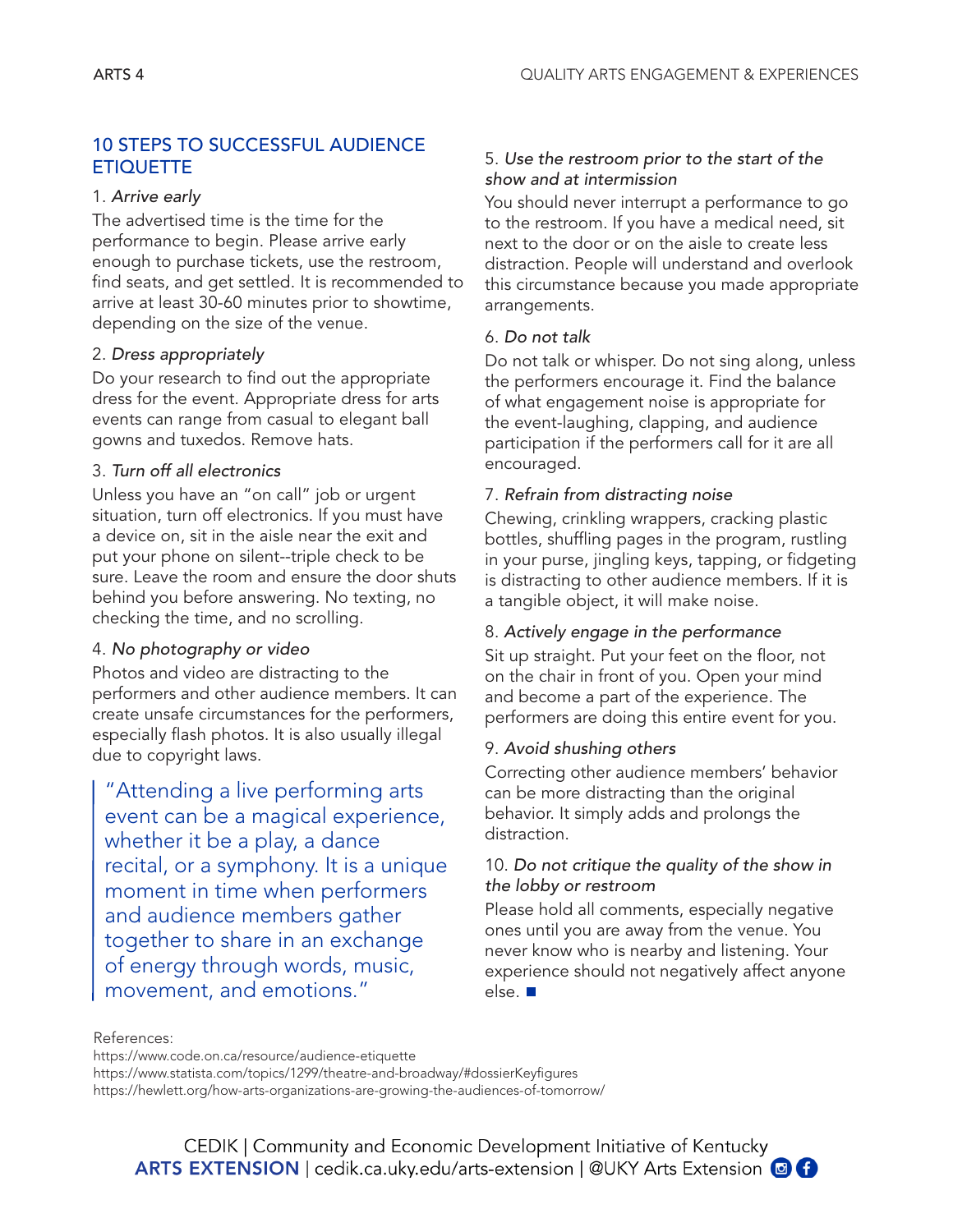## 10 STEPS TO SUCCESSFUL AUDIENCE ETIQUETTE

1. *Arrive early*

The advertised time is the time for the performance to begin. Please arrive early enough to purchase tickets, use the restroom, find seats, and get settled. It is recommended to arrive at least 30-60 minutes prior to showtime, depending on the size of the venue.

2. *Dress appropriately*

Do your research to find out the appropriate dress for the event. Appropriate dress for arts events can range from casual to elegant ball gowns and tuxedos. Remove hats.

3. *Turn off all electronics*

Unless you have an "on call" job or urgent situation, turn off electronics. If you must have a device on, sit in the aisle near the exit and put your phone on silent--triple check to be sure. Leave the room and ensure the door shuts behind you before answering. No texting, no checking the time, and no scrolling.

4. *No photography or video*

Photos and video are distracting to the performers and other audience members. It can create unsafe circumstances for the performers, especially flash photos. It is also usually illegal due to copyright laws.

> "Attending a live performing arts event can be a magical experience, whether it be a play, a dance recital, or a symphony. It is a unique moment in time when performers and audience members gather together to share in an exchange of energy through words, music, movement, and emotions."

5. *Use the restroom prior to the start of the show and at intermission*

You should never interrupt a performance to go to the restroom. If you have a medical need, sit next to the door or on the aisle to create less distraction. People will understand and overlook this circumstance because you made appropriate arrangements.

6. *Do not talk*

Do not talk or whisper. Do not sing along, unless the performers encourage it. Find the balance of what engagement noise is appropriate for the event-laughing, clapping, and audience participation if the performers call for it are all encouraged.

7. *Refrain from distracting noise*

Chewing, crinkling wrappers, cracking plastic bottles, shuffling pages in the program, rustling in your purse, jingling keys, tapping, or fidgeting is distracting to other audience members. If it is a tangible object, it will make noise.

8. *Actively engage in the performance*

Sit up straight. Put your feet on the floor, not on the chair in front of you. Open your mind and become a part of the experience. The performers are doing this entire event for you.

9. *Avoid shushing others*

Correcting other audience members' behavior can be more distracting than the original behavior. It simply adds and prolongs the distraction.

10. *Do not critique the quality of the show in the lobby or restroom*

Please hold all comments, especially negative ones until you are away from the venue. You never know who is nearby and listening. Your experience should not negatively affect anyone else. ■

References:

https://www.code.on.ca/resource/audience-etiquette

https://www.statista.com/topics/1299/theatre-and-broadway/#dossierKeyfigures

https://hewlett.org/how-arts-organizations-are-growing-the-audiences-of-tomorrow/

CEDIK | Community and Economic Development Initiative of Kentucky

**ARTS EXTENSION** | cedik.ca.uky.edu/arts-extension | @UKY Arts Extension